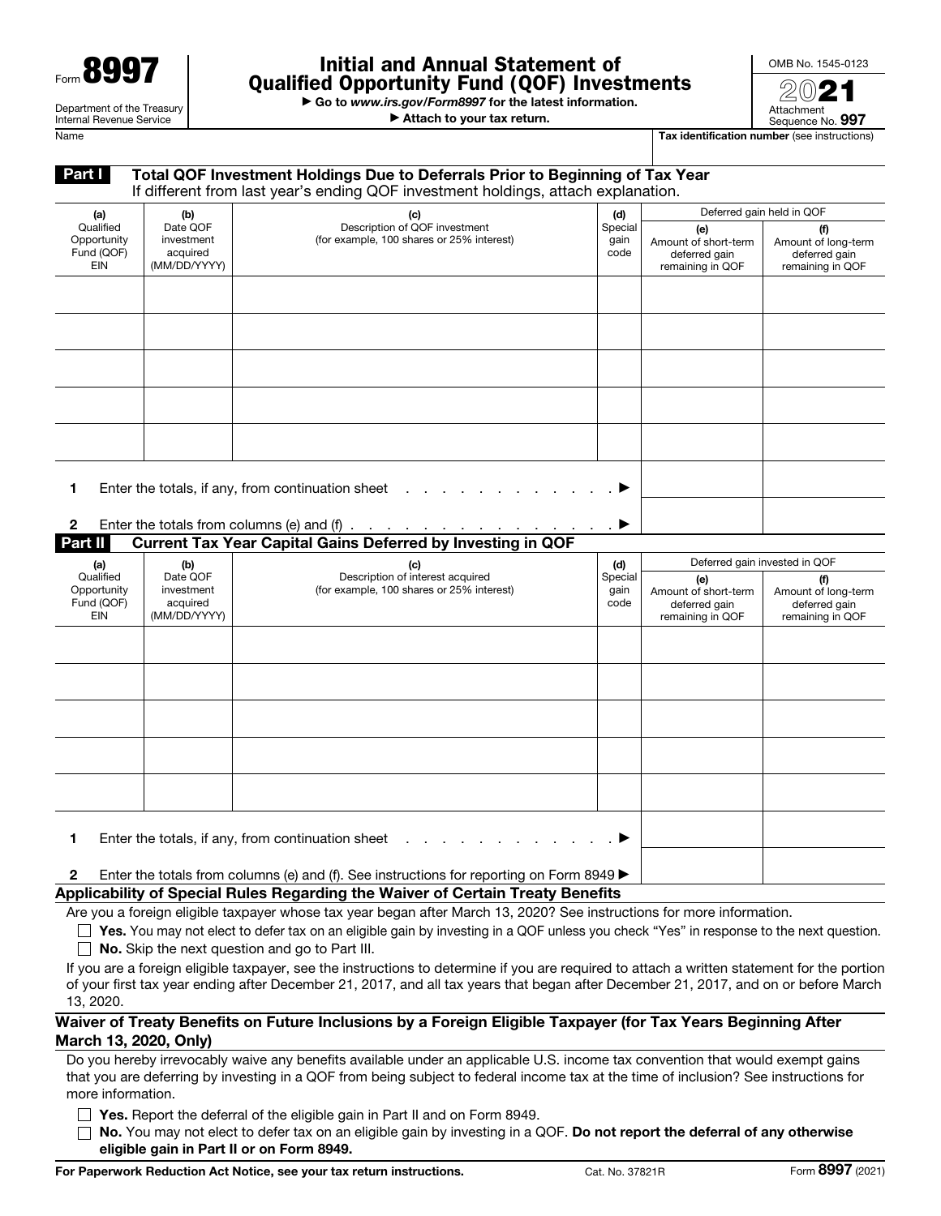Form **8997**

Department of the Treasury
Internal Revenue Service

# Initial and Annual Statement of Qualified Opportunity Fund (QOF) Investments

▶ Go to *www.irs.gov/Form8997* for the latest information.
▶ Attach to your tax return.

OMB No. 1545-0123

2021

Attachment Sequence No. **997**

Name | **Tax identification number** (see instructions)

## Part I Total QOF Investment Holdings Due to Deferrals Prior to Beginning of Tax Year

If different from last year's ending QOF investment holdings, attach explanation.

| (a) Qualified Opportunity Fund (QOF) EIN | (b) Date QOF investment acquired (MM/DD/YYYY) | (c) Description of QOF investment (for example, 100 shares or 25% interest) | (d) Special gain code | Deferred gain held in QOF (e) Amount of short-term deferred gain remaining in QOF | (f) Amount of long-term deferred gain remaining in QOF |
|---|---|---|---|---|---|
| | | | | | |
| | | | | | |
| | | | | | |
| | | | | | |
| | | | | | |
| **1** Enter the totals, if any, from continuation sheet . . . . . . . . . . . . . ▶ | | | | | |
| **2** Enter the totals from columns (e) and (f) . . . . . . . . . . . . . . . . . ▶ | | | | | |

## Part II Current Tax Year Capital Gains Deferred by Investing in QOF

| (a) Qualified Opportunity Fund (QOF) EIN | (b) Date QOF investment acquired (MM/DD/YYYY) | (c) Description of interest acquired (for example, 100 shares or 25% interest) | (d) Special gain code | Deferred gain invested in QOF (e) Amount of short-term deferred gain remaining in QOF | (f) Amount of long-term deferred gain remaining in QOF |
|---|---|---|---|---|---|
| | | | | | |
| | | | | | |
| | | | | | |
| | | | | | |
| | | | | | |
| **1** Enter the totals, if any, from continuation sheet . . . . . . . . . . . . . ▶ | | | | | |
| **2** Enter the totals from columns (e) and (f). See instructions for reporting on Form 8949 ▶ | | | | | |

### Applicability of Special Rules Regarding the Waiver of Certain Treaty Benefits

Are you a foreign eligible taxpayer whose tax year began after March 13, 2020? See instructions for more information.

☐ **Yes.** You may not elect to defer tax on an eligible gain by investing in a QOF unless you check "Yes" in response to the next question.

☐ **No.** Skip the next question and go to Part III.

If you are a foreign eligible taxpayer, see the instructions to determine if you are required to attach a written statement for the portion of your first tax year ending after December 21, 2017, and all tax years that began after December 21, 2017, and on or before March 13, 2020.

### Waiver of Treaty Benefits on Future Inclusions by a Foreign Eligible Taxpayer (for Tax Years Beginning After March 13, 2020, Only)

Do you hereby irrevocably waive any benefits available under an applicable U.S. income tax convention that would exempt gains that you are deferring by investing in a QOF from being subject to federal income tax at the time of inclusion? See instructions for more information.

☐ **Yes.** Report the deferral of the eligible gain in Part II and on Form 8949.

☐ **No.** You may not elect to defer tax on an eligible gain by investing in a QOF. **Do not report the deferral of any otherwise eligible gain in Part II or on Form 8949.**

**For Paperwork Reduction Act Notice, see your tax return instructions.** Cat. No. 37821R Form **8997** (2021)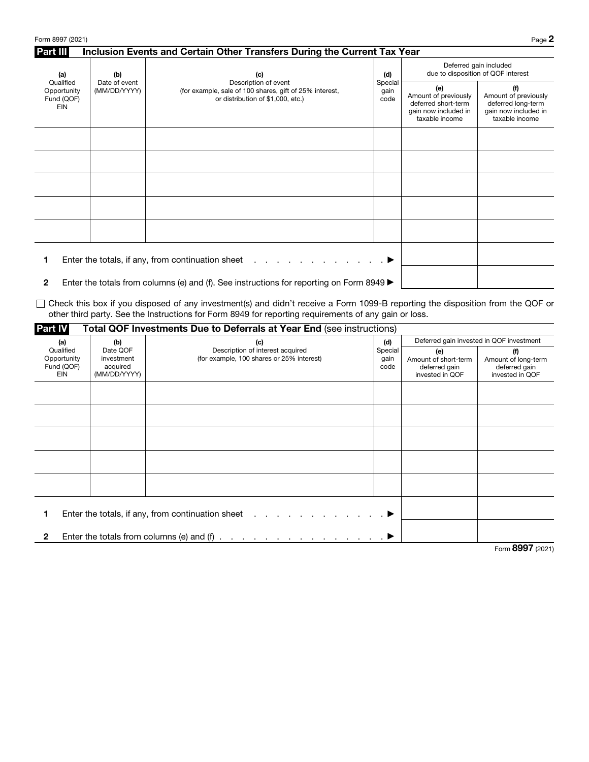## Part III Inclusion Events and Certain Other Transfers During the Current Tax Year

| (a) Qualified Opportunity Fund (QOF) EIN | (b) Date of event (MM/DD/YYYY) | (c) Description of event (for example, sale of 100 shares, gift of 25% interest, or distribution of $1,000, etc.) | (d) Special gain code | Deferred gain included due to disposition of QOF interest (e) Amount of previously deferred short-term gain now included in taxable income | (f) Amount of previously deferred long-term gain now included in taxable income |
|---|---|---|---|---|---|
| | | | | | |
| | | | | | |
| | | | | | |
| | | | | | |
| | | | | | |
| **1** Enter the totals, if any, from continuation sheet . . . . . . . . . . . . . ▶ | | | | | |
| **2** Enter the totals from columns (e) and (f). See instructions for reporting on Form 8949 ▶ | | | | | |

☐ Check this box if you disposed of any investment(s) and didn't receive a Form 1099-B reporting the disposition from the QOF or other third party. See the Instructions for Form 8949 for reporting requirements of any gain or loss.

## Part IV Total QOF Investments Due to Deferrals at Year End (see instructions)

| (a) Qualified Opportunity Fund (QOF) EIN | (b) Date QOF investment acquired (MM/DD/YYYY) | (c) Description of interest acquired (for example, 100 shares or 25% interest) | (d) Special gain code | Deferred gain invested in QOF investment (e) Amount of short-term deferred gain invested in QOF | (f) Amount of long-term deferred gain invested in QOF |
|---|---|---|---|---|---|
| | | | | | |
| | | | | | |
| | | | | | |
| | | | | | |
| | | | | | |
| **1** Enter the totals, if any, from continuation sheet . . . . . . . . . . . . . ▶ | | | | | |
| **2** Enter the totals from columns (e) and (f) . . . . . . . . . . . . . . . . . ▶ | | | | | |

Form **8997** (2021)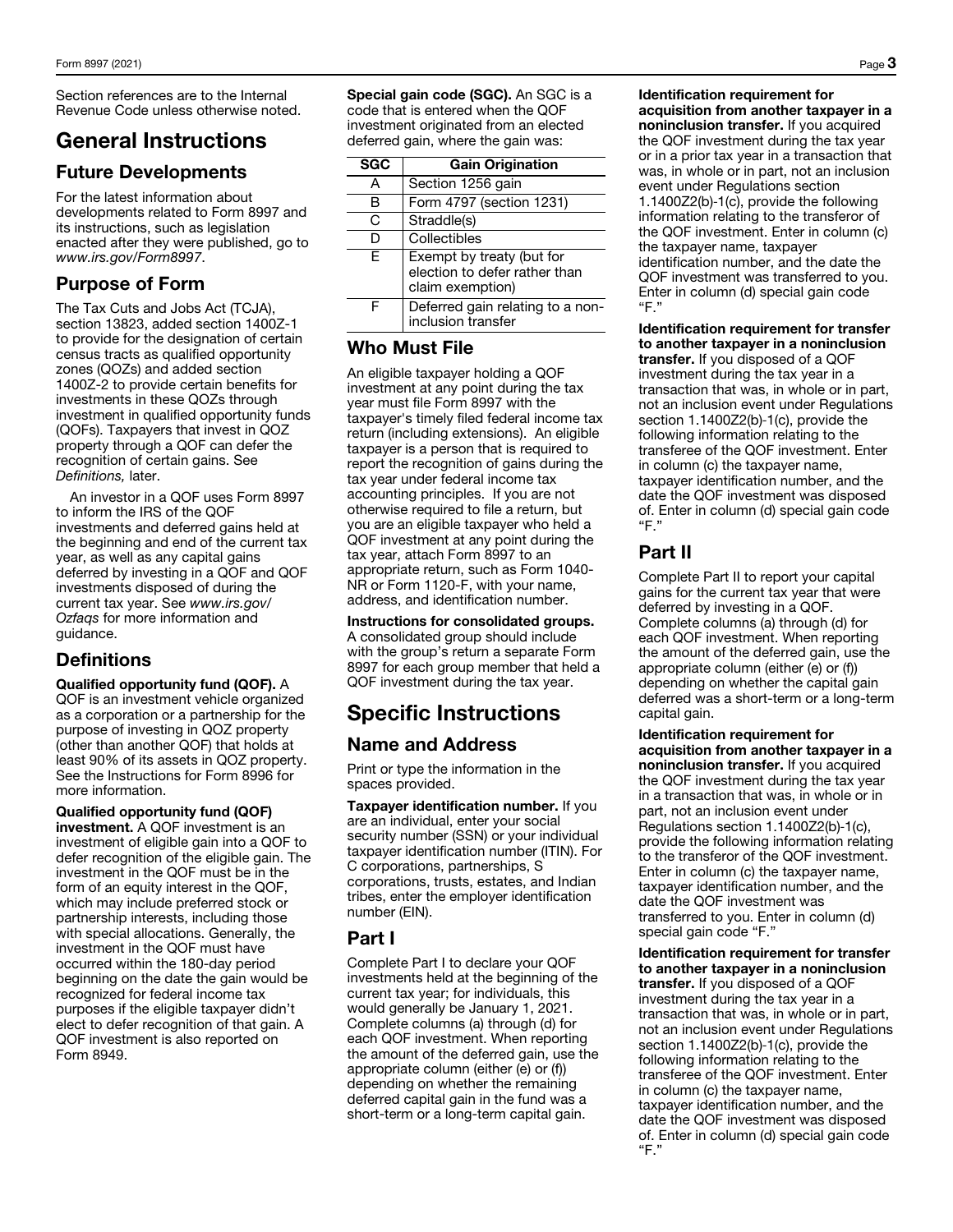Section references are to the Internal Revenue Code unless otherwise noted.

# General Instructions

## Future Developments

For the latest information about developments related to Form 8997 and its instructions, such as legislation enacted after they were published, go to *www.irs.gov/Form8997*.

## Purpose of Form

The Tax Cuts and Jobs Act (TCJA), section 13823, added section 1400Z-1 to provide for the designation of certain census tracts as qualified opportunity zones (QOZs) and added section 1400Z-2 to provide certain benefits for investments in these QOZs through investment in qualified opportunity funds (QOFs). Taxpayers that invest in QOZ property through a QOF can defer the recognition of certain gains. See *Definitions,* later.

An investor in a QOF uses Form 8997 to inform the IRS of the QOF investments and deferred gains held at the beginning and end of the current tax year, as well as any capital gains deferred by investing in a QOF and QOF investments disposed of during the current tax year. See *www.irs.gov/Ozfaqs* for more information and guidance.

## Definitions

**Qualified opportunity fund (QOF).** A QOF is an investment vehicle organized as a corporation or a partnership for the purpose of investing in QOZ property (other than another QOF) that holds at least 90% of its assets in QOZ property. See the Instructions for Form 8996 for more information.

**Qualified opportunity fund (QOF) investment.** A QOF investment is an investment of eligible gain into a QOF to defer recognition of the eligible gain. The investment in the QOF must be in the form of an equity interest in the QOF, which may include preferred stock or partnership interests, including those with special allocations. Generally, the investment in the QOF must have occurred within the 180-day period beginning on the date the gain would be recognized for federal income tax purposes if the eligible taxpayer didn't elect to defer recognition of that gain. A QOF investment is also reported on Form 8949.

**Special gain code (SGC).** An SGC is a code that is entered when the QOF investment originated from an elected deferred gain, where the gain was:

| SGC | Gain Origination |
|---|---|
| A | Section 1256 gain |
| B | Form 4797 (section 1231) |
| C | Straddle(s) |
| D | Collectibles |
| E | Exempt by treaty (but for election to defer rather than claim exemption) |
| F | Deferred gain relating to a non-inclusion transfer |

## Who Must File

An eligible taxpayer holding a QOF investment at any point during the tax year must file Form 8997 with the taxpayer's timely filed federal income tax return (including extensions). An eligible taxpayer is a person that is required to report the recognition of gains during the tax year under federal income tax accounting principles. If you are not otherwise required to file a return, but you are an eligible taxpayer who held a QOF investment at any point during the tax year, attach Form 8997 to an appropriate return, such as Form 1040-NR or Form 1120-F, with your name, address, and identification number.

**Instructions for consolidated groups.** A consolidated group should include with the group's return a separate Form 8997 for each group member that held a QOF investment during the tax year.

# Specific Instructions

## Name and Address

Print or type the information in the spaces provided.

**Taxpayer identification number.** If you are an individual, enter your social security number (SSN) or your individual taxpayer identification number (ITIN). For C corporations, partnerships, S corporations, trusts, estates, and Indian tribes, enter the employer identification number (EIN).

## Part I

Complete Part I to declare your QOF investments held at the beginning of the current tax year; for individuals, this would generally be January 1, 2021. Complete columns (a) through (d) for each QOF investment. When reporting the amount of the deferred gain, use the appropriate column (either (e) or (f)) depending on whether the remaining deferred capital gain in the fund was a short-term or a long-term capital gain.

**Identification requirement for acquisition from another taxpayer in a noninclusion transfer.** If you acquired the QOF investment during the tax year or in a prior tax year in a transaction that was, in whole or in part, not an inclusion event under Regulations section 1.1400Z2(b)-1(c), provide the following information relating to the transferor of the QOF investment. Enter in column (c) the taxpayer name, taxpayer identification number, and the date the QOF investment was transferred to you. Enter in column (d) special gain code "F."

**Identification requirement for transfer to another taxpayer in a noninclusion transfer.** If you disposed of a QOF investment during the tax year in a transaction that was, in whole or in part, not an inclusion event under Regulations section 1.1400Z2(b)-1(c), provide the following information relating to the transferee of the QOF investment. Enter in column (c) the taxpayer name, taxpayer identification number, and the date the QOF investment was disposed of. Enter in column (d) special gain code "F."

## Part II

Complete Part II to report your capital gains for the current tax year that were deferred by investing in a QOF. Complete columns (a) through (d) for each QOF investment. When reporting the amount of the deferred gain, use the appropriate column (either (e) or (f)) depending on whether the capital gain deferred was a short-term or a long-term capital gain.

**Identification requirement for acquisition from another taxpayer in a noninclusion transfer.** If you acquired the QOF investment during the tax year in a transaction that was, in whole or in part, not an inclusion event under Regulations section 1.1400Z2(b)-1(c), provide the following information relating to the transferor of the QOF investment. Enter in column (c) the taxpayer name, taxpayer identification number, and the date the QOF investment was transferred to you. Enter in column (d) special gain code "F."

**Identification requirement for transfer to another taxpayer in a noninclusion transfer.** If you disposed of a QOF investment during the tax year in a transaction that was, in whole or in part, not an inclusion event under Regulations section 1.1400Z2(b)-1(c), provide the following information relating to the transferee of the QOF investment. Enter in column (c) the taxpayer name, taxpayer identification number, and the date the QOF investment was disposed of. Enter in column (d) special gain code "F."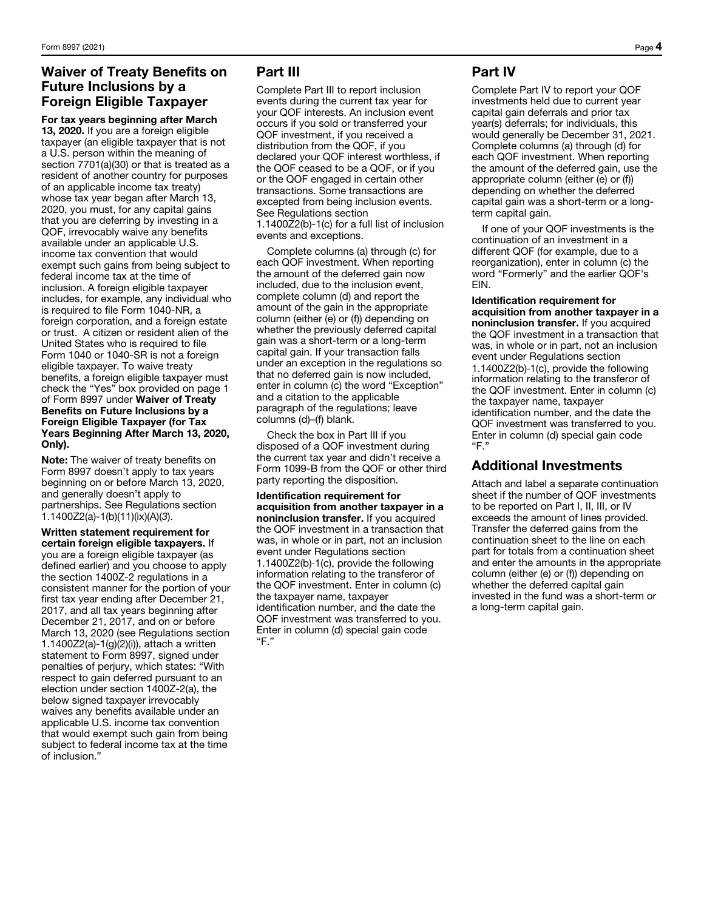## Waiver of Treaty Benefits on Future Inclusions by a Foreign Eligible Taxpayer

**For tax years beginning after March 13, 2020.** If you are a foreign eligible taxpayer (an eligible taxpayer that is not a U.S. person within the meaning of section 7701(a)(30) or that is treated as a resident of another country for purposes of an applicable income tax treaty) whose tax year began after March 13, 2020, you must, for any capital gains that you are deferring by investing in a QOF, irrevocably waive any benefits available under an applicable U.S. income tax convention that would exempt such gains from being subject to federal income tax at the time of inclusion. A foreign eligible taxpayer includes, for example, any individual who is required to file Form 1040-NR, a foreign corporation, and a foreign estate or trust. A citizen or resident alien of the United States who is required to file Form 1040 or 1040-SR is not a foreign eligible taxpayer. To waive treaty benefits, a foreign eligible taxpayer must check the "Yes" box provided on page 1 of Form 8997 under **Waiver of Treaty Benefits on Future Inclusions by a Foreign Eligible Taxpayer (for Tax Years Beginning After March 13, 2020, Only).**

**Note:** The waiver of treaty benefits on Form 8997 doesn't apply to tax years beginning on or before March 13, 2020, and generally doesn't apply to partnerships. See Regulations section 1.1400Z2(a)-1(b)(11)(ix)(A)(*3*).

**Written statement requirement for certain foreign eligible taxpayers.** If you are a foreign eligible taxpayer (as defined earlier) and you choose to apply the section 1400Z-2 regulations in a consistent manner for the portion of your first tax year ending after December 21, 2017, and all tax years beginning after December 21, 2017, and on or before March 13, 2020 (see Regulations section 1.1400Z2(a)-1(g)(2)(i)), attach a written statement to Form 8997, signed under penalties of perjury, which states: "With respect to gain deferred pursuant to an election under section 1400Z-2(a), the below signed taxpayer irrevocably waives any benefits available under an applicable U.S. income tax convention that would exempt such gain from being subject to federal income tax at the time of inclusion."

## Part III

Complete Part III to report inclusion events during the current tax year for your QOF interests. An inclusion event occurs if you sold or transferred your QOF investment, if you received a distribution from the QOF, if you declared your QOF interest worthless, if the QOF ceased to be a QOF, or if you or the QOF engaged in certain other transactions. Some transactions are excepted from being inclusion events. See Regulations section 1.1400Z2(b)-1(c) for a full list of inclusion events and exceptions.

Complete columns (a) through (c) for each QOF investment. When reporting the amount of the deferred gain now included, due to the inclusion event, complete column (d) and report the amount of the gain in the appropriate column (either (e) or (f)) depending on whether the previously deferred capital gain was a short-term or a long-term capital gain. If your transaction falls under an exception in the regulations so that no deferred gain is now included, enter in column (c) the word "Exception" and a citation to the applicable paragraph of the regulations; leave columns (d)–(f) blank.

Check the box in Part III if you disposed of a QOF investment during the current tax year and didn't receive a Form 1099-B from the QOF or other third party reporting the disposition.

**Identification requirement for acquisition from another taxpayer in a noninclusion transfer.** If you acquired the QOF investment in a transaction that was, in whole or in part, not an inclusion event under Regulations section 1.1400Z2(b)-1(c), provide the following information relating to the transferor of the QOF investment. Enter in column (c) the taxpayer name, taxpayer identification number, and the date the QOF investment was transferred to you. Enter in column (d) special gain code "F."

## Part IV

Complete Part IV to report your QOF investments held due to current year capital gain deferrals and prior tax year(s) deferrals; for individuals, this would generally be December 31, 2021. Complete columns (a) through (d) for each QOF investment. When reporting the amount of the deferred gain, use the appropriate column (either (e) or (f)) depending on whether the deferred capital gain was a short-term or a long-term capital gain.

If one of your QOF investments is the continuation of an investment in a different QOF (for example, due to a reorganization), enter in column (c) the word "Formerly" and the earlier QOF's EIN.

**Identification requirement for acquisition from another taxpayer in a noninclusion transfer.** If you acquired the QOF investment in a transaction that was, in whole or in part, not an inclusion event under Regulations section 1.1400Z2(b)-1(c), provide the following information relating to the transferor of the QOF investment. Enter in column (c) the taxpayer name, taxpayer identification number, and the date the QOF investment was transferred to you. Enter in column (d) special gain code "F."

## Additional Investments

Attach and label a separate continuation sheet if the number of QOF investments to be reported on Part I, II, III, or IV exceeds the amount of lines provided. Transfer the deferred gains from the continuation sheet to the line on each part for totals from a continuation sheet and enter the amounts in the appropriate column (either (e) or (f)) depending on whether the deferred capital gain invested in the fund was a short-term or a long-term capital gain.